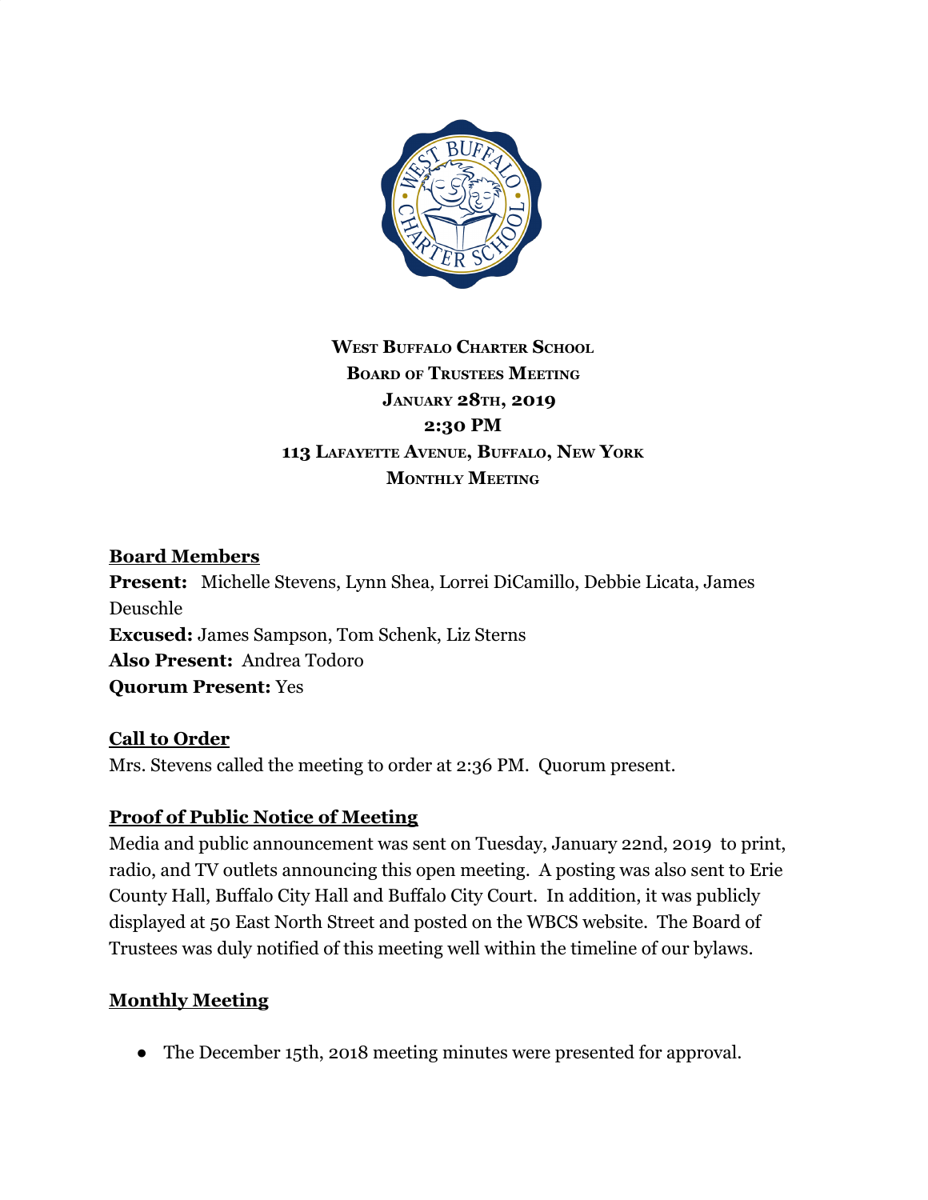**West Buffalo Charter School**
**Board of Trustees Meeting**
**January 28th, 2019**
**2:30 PM**
**113 Lafayette Avenue, Buffalo, New York**
**Monthly Meeting**

## Board Members

**Present:** Michelle Stevens, Lynn Shea, Lorrei DiCamillo, Debbie Licata, James Deuschle
**Excused:** James Sampson, Tom Schenk, Liz Sterns
**Also Present:** Andrea Todoro
**Quorum Present:** Yes

## Call to Order

Mrs. Stevens called the meeting to order at 2:36 PM. Quorum present.

## Proof of Public Notice of Meeting

Media and public announcement was sent on Tuesday, January 22nd, 2019 to print, radio, and TV outlets announcing this open meeting. A posting was also sent to Erie County Hall, Buffalo City Hall and Buffalo City Court. In addition, it was publicly displayed at 50 East North Street and posted on the WBCS website. The Board of Trustees was duly notified of this meeting well within the timeline of our bylaws.

## Monthly Meeting

- The December 15th, 2018 meeting minutes were presented for approval.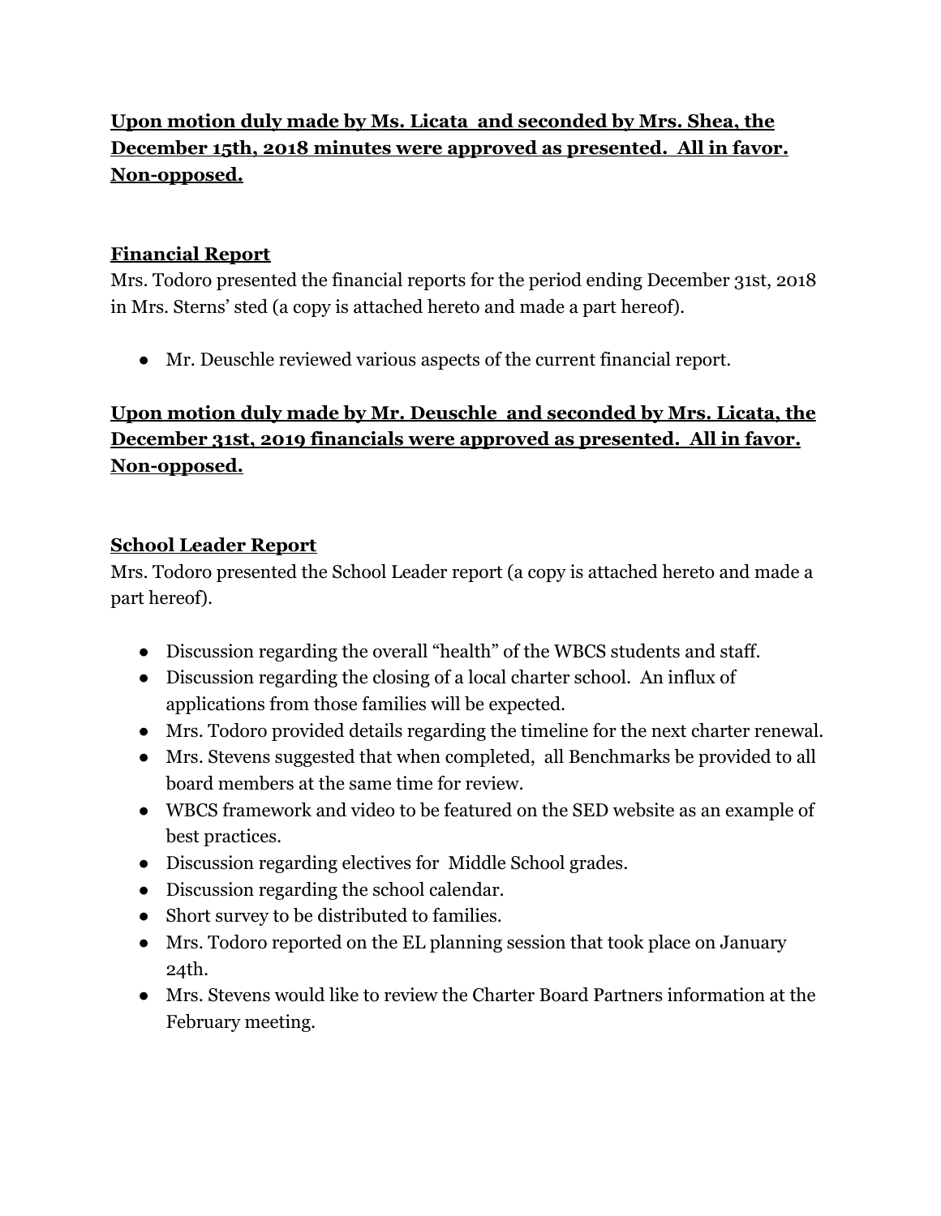**Upon motion duly made by Ms. Licata  and seconded by Mrs. Shea, the December 15th, 2018 minutes were approved as presented.  All in favor. Non-opposed.**

## Financial Report

Mrs. Todoro presented the financial reports for the period ending December 31st, 2018 in Mrs. Sterns' sted (a copy is attached hereto and made a part hereof).

- Mr. Deuschle reviewed various aspects of the current financial report.

**Upon motion duly made by Mr. Deuschle  and seconded by Mrs. Licata, the December 31st, 2019 financials were approved as presented.  All in favor. Non-opposed.**

## School Leader Report

Mrs. Todoro presented the School Leader report (a copy is attached hereto and made a part hereof).

- Discussion regarding the overall "health" of the WBCS students and staff.
- Discussion regarding the closing of a local charter school.  An influx of applications from those families will be expected.
- Mrs. Todoro provided details regarding the timeline for the next charter renewal.
- Mrs. Stevens suggested that when completed,  all Benchmarks be provided to all board members at the same time for review.
- WBCS framework and video to be featured on the SED website as an example of best practices.
- Discussion regarding electives for  Middle School grades.
- Discussion regarding the school calendar.
- Short survey to be distributed to families.
- Mrs. Todoro reported on the EL planning session that took place on January 24th.
- Mrs. Stevens would like to review the Charter Board Partners information at the February meeting.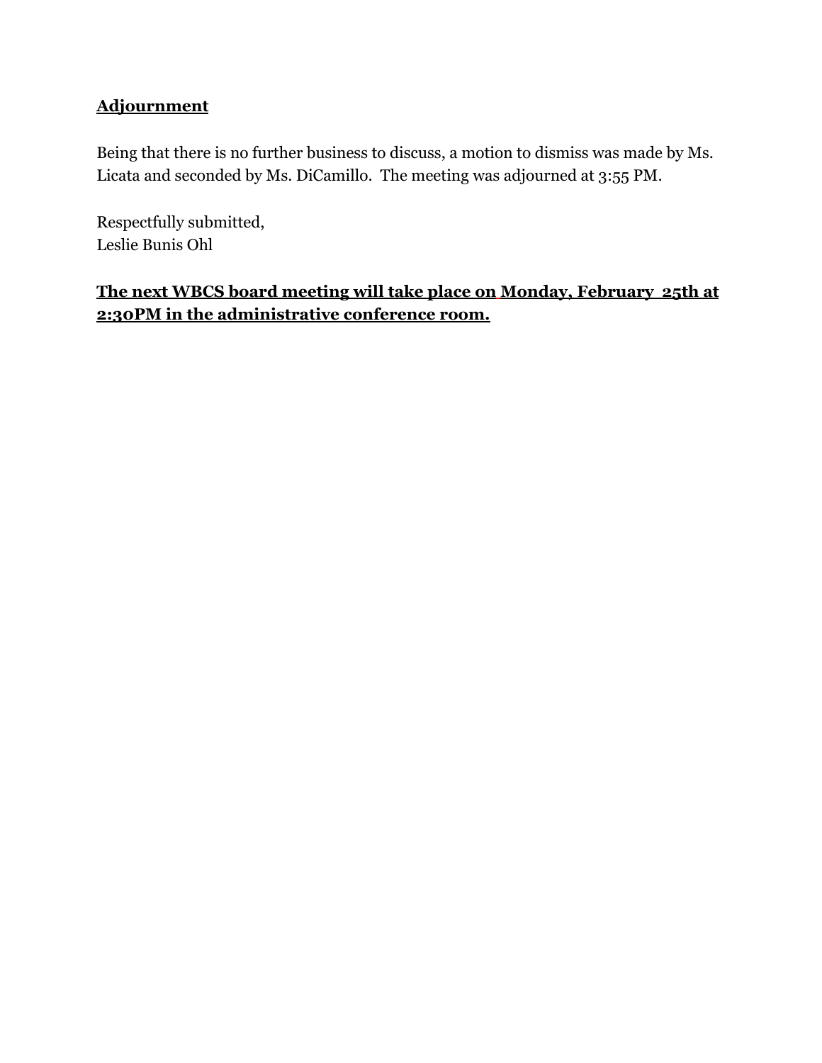**Adjournment**

Being that there is no further business to discuss, a motion to dismiss was made by Ms. Licata and seconded by Ms. DiCamillo. The meeting was adjourned at 3:55 PM.

Respectfully submitted,
Leslie Bunis Ohl

**The next WBCS board meeting will take place on Monday, February 25th at 2:30PM in the administrative conference room.**